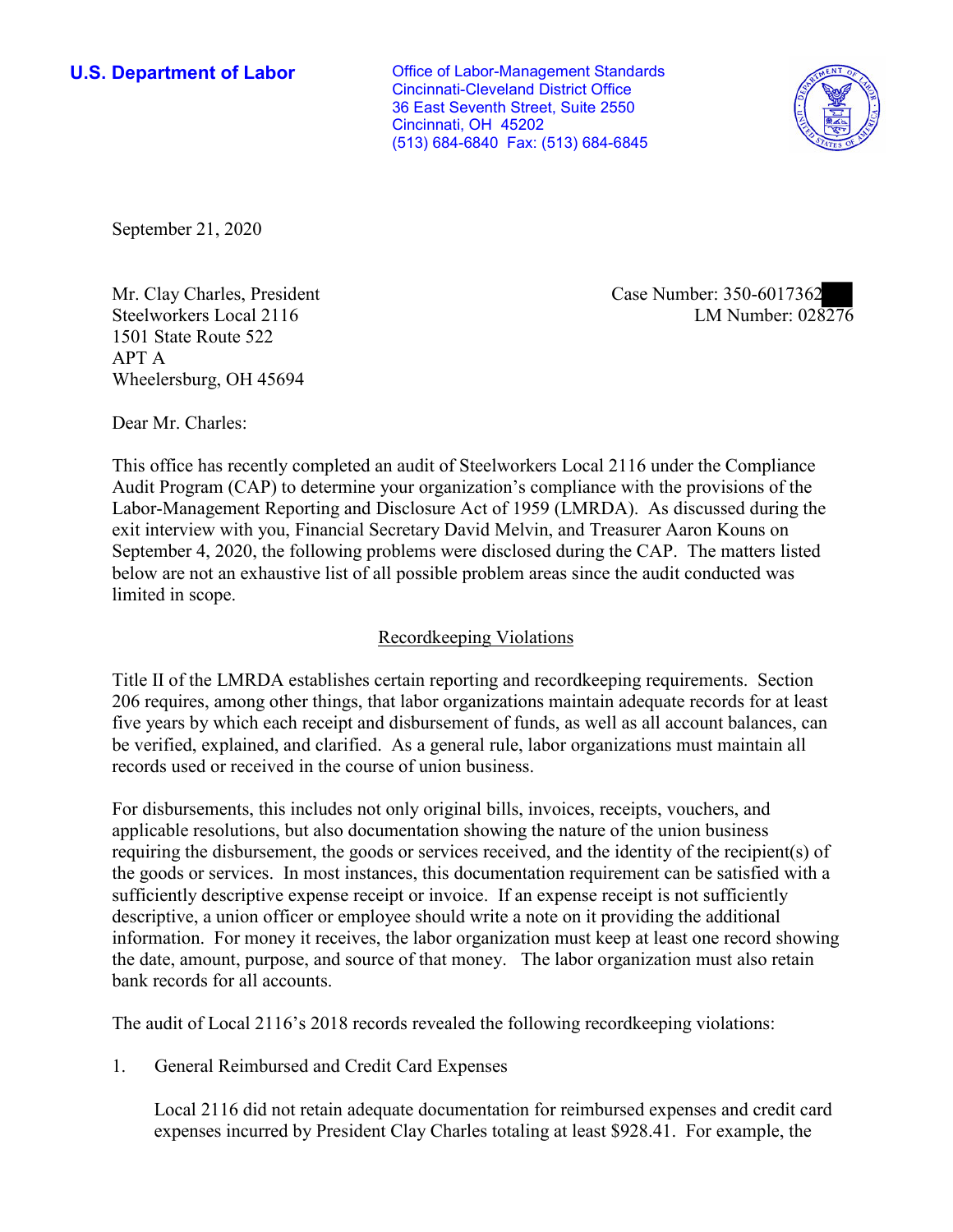**U.S. Department of Labor**

Office of Labor-Management Standards
Cincinnati-Cleveland District Office
36 East Seventh Street, Suite 2550
Cincinnati, OH 45202
(513) 684-6840 Fax: (513) 684-6845

September 21, 2020

Mr. Clay Charles, President
Steelworkers Local 2116
1501 State Route 522
APT A
Wheelersburg, OH 45694

Case Number: 350-6017362
LM Number: 028276

Dear Mr. Charles:

This office has recently completed an audit of Steelworkers Local 2116 under the Compliance Audit Program (CAP) to determine your organization's compliance with the provisions of the Labor-Management Reporting and Disclosure Act of 1959 (LMRDA). As discussed during the exit interview with you, Financial Secretary David Melvin, and Treasurer Aaron Kouns on September 4, 2020, the following problems were disclosed during the CAP. The matters listed below are not an exhaustive list of all possible problem areas since the audit conducted was limited in scope.

## Recordkeeping Violations

Title II of the LMRDA establishes certain reporting and recordkeeping requirements. Section 206 requires, among other things, that labor organizations maintain adequate records for at least five years by which each receipt and disbursement of funds, as well as all account balances, can be verified, explained, and clarified. As a general rule, labor organizations must maintain all records used or received in the course of union business.

For disbursements, this includes not only original bills, invoices, receipts, vouchers, and applicable resolutions, but also documentation showing the nature of the union business requiring the disbursement, the goods or services received, and the identity of the recipient(s) of the goods or services. In most instances, this documentation requirement can be satisfied with a sufficiently descriptive expense receipt or invoice. If an expense receipt is not sufficiently descriptive, a union officer or employee should write a note on it providing the additional information. For money it receives, the labor organization must keep at least one record showing the date, amount, purpose, and source of that money. The labor organization must also retain bank records for all accounts.

The audit of Local 2116's 2018 records revealed the following recordkeeping violations:

1. General Reimbursed and Credit Card Expenses

   Local 2116 did not retain adequate documentation for reimbursed expenses and credit card expenses incurred by President Clay Charles totaling at least $928.41. For example, the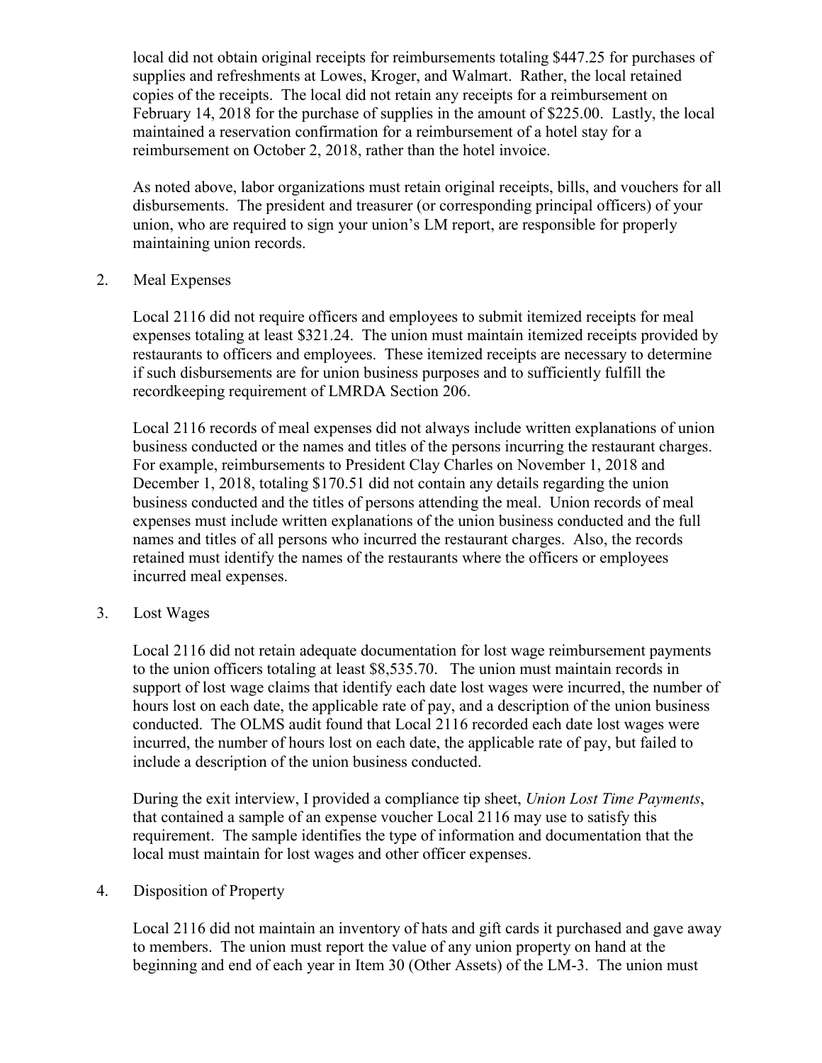local did not obtain original receipts for reimbursements totaling $447.25 for purchases of supplies and refreshments at Lowes, Kroger, and Walmart. Rather, the local retained copies of the receipts. The local did not retain any receipts for a reimbursement on February 14, 2018 for the purchase of supplies in the amount of $225.00. Lastly, the local maintained a reservation confirmation for a reimbursement of a hotel stay for a reimbursement on October 2, 2018, rather than the hotel invoice.

As noted above, labor organizations must retain original receipts, bills, and vouchers for all disbursements. The president and treasurer (or corresponding principal officers) of your union, who are required to sign your union's LM report, are responsible for properly maintaining union records.

2. Meal Expenses

Local 2116 did not require officers and employees to submit itemized receipts for meal expenses totaling at least $321.24. The union must maintain itemized receipts provided by restaurants to officers and employees. These itemized receipts are necessary to determine if such disbursements are for union business purposes and to sufficiently fulfill the recordkeeping requirement of LMRDA Section 206.

Local 2116 records of meal expenses did not always include written explanations of union business conducted or the names and titles of the persons incurring the restaurant charges. For example, reimbursements to President Clay Charles on November 1, 2018 and December 1, 2018, totaling $170.51 did not contain any details regarding the union business conducted and the titles of persons attending the meal. Union records of meal expenses must include written explanations of the union business conducted and the full names and titles of all persons who incurred the restaurant charges. Also, the records retained must identify the names of the restaurants where the officers or employees incurred meal expenses.

3. Lost Wages

Local 2116 did not retain adequate documentation for lost wage reimbursement payments to the union officers totaling at least $8,535.70. The union must maintain records in support of lost wage claims that identify each date lost wages were incurred, the number of hours lost on each date, the applicable rate of pay, and a description of the union business conducted. The OLMS audit found that Local 2116 recorded each date lost wages were incurred, the number of hours lost on each date, the applicable rate of pay, but failed to include a description of the union business conducted.

During the exit interview, I provided a compliance tip sheet, *Union Lost Time Payments*, that contained a sample of an expense voucher Local 2116 may use to satisfy this requirement. The sample identifies the type of information and documentation that the local must maintain for lost wages and other officer expenses.

4. Disposition of Property

Local 2116 did not maintain an inventory of hats and gift cards it purchased and gave away to members. The union must report the value of any union property on hand at the beginning and end of each year in Item 30 (Other Assets) of the LM-3. The union must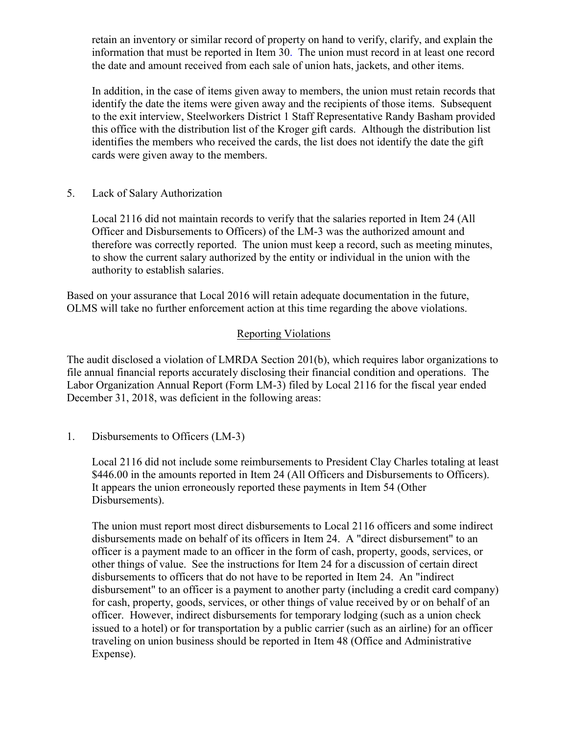retain an inventory or similar record of property on hand to verify, clarify, and explain the information that must be reported in Item 30. The union must record in at least one record the date and amount received from each sale of union hats, jackets, and other items.

In addition, in the case of items given away to members, the union must retain records that identify the date the items were given away and the recipients of those items. Subsequent to the exit interview, Steelworkers District 1 Staff Representative Randy Basham provided this office with the distribution list of the Kroger gift cards. Although the distribution list identifies the members who received the cards, the list does not identify the date the gift cards were given away to the members.

5. Lack of Salary Authorization

Local 2116 did not maintain records to verify that the salaries reported in Item 24 (All Officer and Disbursements to Officers) of the LM-3 was the authorized amount and therefore was correctly reported. The union must keep a record, such as meeting minutes, to show the current salary authorized by the entity or individual in the union with the authority to establish salaries.

Based on your assurance that Local 2016 will retain adequate documentation in the future, OLMS will take no further enforcement action at this time regarding the above violations.

## Reporting Violations

The audit disclosed a violation of LMRDA Section 201(b), which requires labor organizations to file annual financial reports accurately disclosing their financial condition and operations. The Labor Organization Annual Report (Form LM-3) filed by Local 2116 for the fiscal year ended December 31, 2018, was deficient in the following areas:

1. Disbursements to Officers (LM-3)

Local 2116 did not include some reimbursements to President Clay Charles totaling at least $446.00 in the amounts reported in Item 24 (All Officers and Disbursements to Officers). It appears the union erroneously reported these payments in Item 54 (Other Disbursements).

The union must report most direct disbursements to Local 2116 officers and some indirect disbursements made on behalf of its officers in Item 24. A "direct disbursement" to an officer is a payment made to an officer in the form of cash, property, goods, services, or other things of value. See the instructions for Item 24 for a discussion of certain direct disbursements to officers that do not have to be reported in Item 24. An "indirect disbursement" to an officer is a payment to another party (including a credit card company) for cash, property, goods, services, or other things of value received by or on behalf of an officer. However, indirect disbursements for temporary lodging (such as a union check issued to a hotel) or for transportation by a public carrier (such as an airline) for an officer traveling on union business should be reported in Item 48 (Office and Administrative Expense).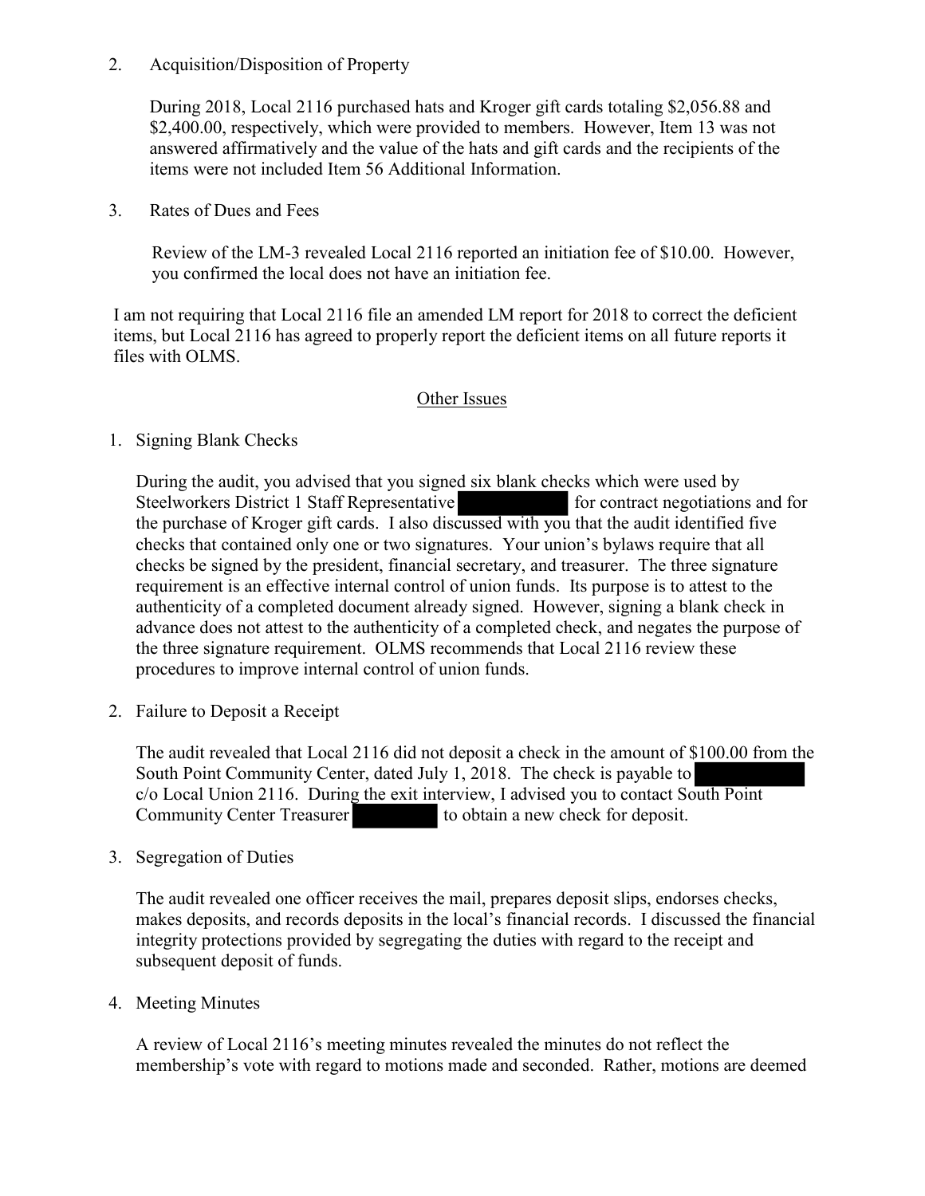2. Acquisition/Disposition of Property

   During 2018, Local 2116 purchased hats and Kroger gift cards totaling $2,056.88 and $2,400.00, respectively, which were provided to members. However, Item 13 was not answered affirmatively and the value of the hats and gift cards and the recipients of the items were not included Item 56 Additional Information.

3. Rates of Dues and Fees

   Review of the LM-3 revealed Local 2116 reported an initiation fee of $10.00. However, you confirmed the local does not have an initiation fee.

I am not requiring that Local 2116 file an amended LM report for 2018 to correct the deficient items, but Local 2116 has agreed to properly report the deficient items on all future reports it files with OLMS.

<u>Other Issues</u>

1. Signing Blank Checks

   During the audit, you advised that you signed six blank checks which were used by Steelworkers District 1 Staff Representative [REDACTED] for contract negotiations and for the purchase of Kroger gift cards. I also discussed with you that the audit identified five checks that contained only one or two signatures. Your union's bylaws require that all checks be signed by the president, financial secretary, and treasurer. The three signature requirement is an effective internal control of union funds. Its purpose is to attest to the authenticity of a completed document already signed. However, signing a blank check in advance does not attest to the authenticity of a completed check, and negates the purpose of the three signature requirement. OLMS recommends that Local 2116 review these procedures to improve internal control of union funds.

2. Failure to Deposit a Receipt

   The audit revealed that Local 2116 did not deposit a check in the amount of $100.00 from the South Point Community Center, dated July 1, 2018. The check is payable to [REDACTED] c/o Local Union 2116. During the exit interview, I advised you to contact South Point Community Center Treasurer [REDACTED] to obtain a new check for deposit.

3. Segregation of Duties

   The audit revealed one officer receives the mail, prepares deposit slips, endorses checks, makes deposits, and records deposits in the local's financial records. I discussed the financial integrity protections provided by segregating the duties with regard to the receipt and subsequent deposit of funds.

4. Meeting Minutes

   A review of Local 2116's meeting minutes revealed the minutes do not reflect the membership's vote with regard to motions made and seconded. Rather, motions are deemed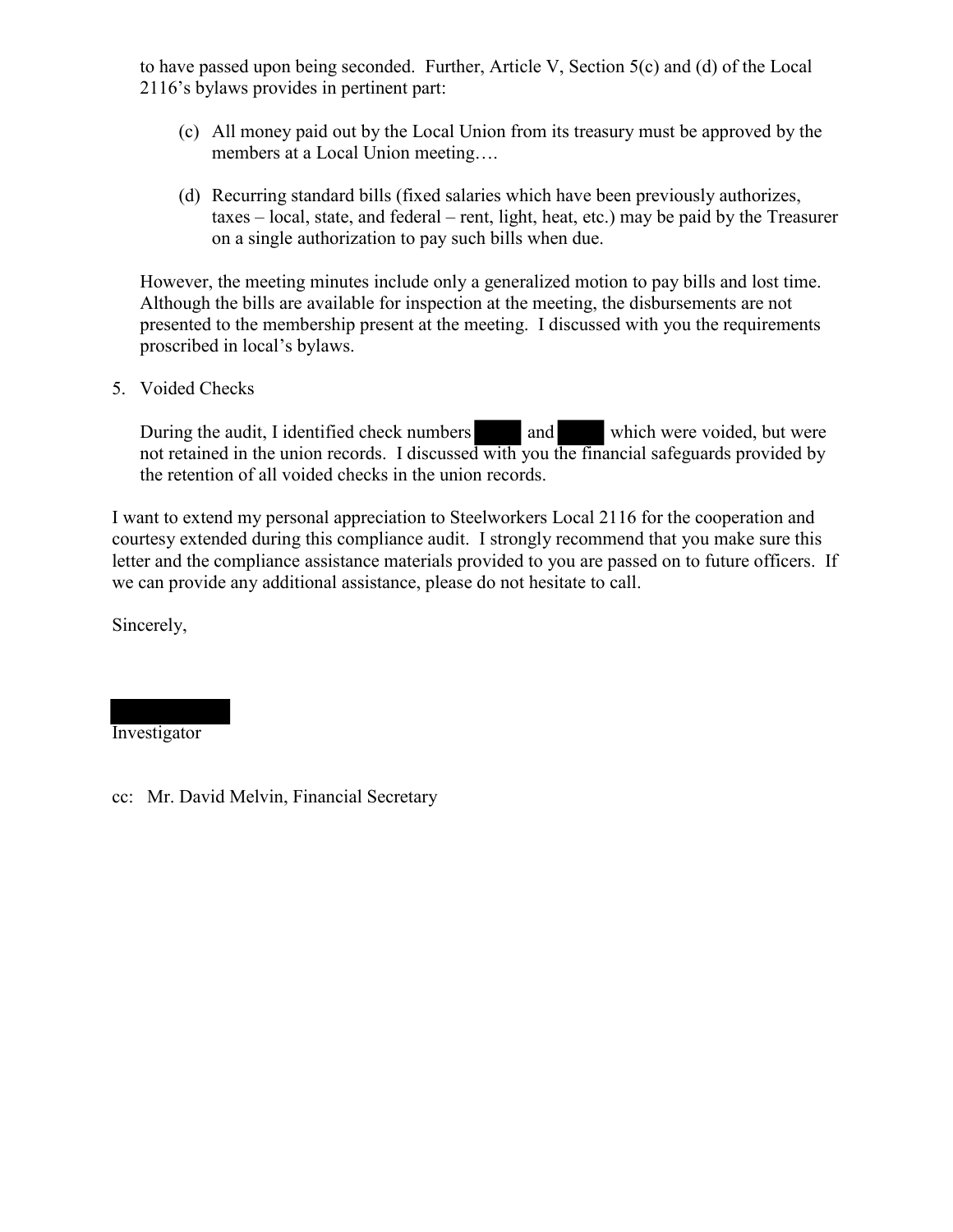to have passed upon being seconded. Further, Article V, Section 5(c) and (d) of the Local 2116's bylaws provides in pertinent part:

> (c) All money paid out by the Local Union from its treasury must be approved by the members at a Local Union meeting….
>
> (d) Recurring standard bills (fixed salaries which have been previously authorizes, taxes – local, state, and federal – rent, light, heat, etc.) may be paid by the Treasurer on a single authorization to pay such bills when due.

However, the meeting minutes include only a generalized motion to pay bills and lost time. Although the bills are available for inspection at the meeting, the disbursements are not presented to the membership present at the meeting. I discussed with you the requirements proscribed in local's bylaws.

5. Voided Checks

During the audit, I identified check numbers [REDACTED] and [REDACTED] which were voided, but were not retained in the union records. I discussed with you the financial safeguards provided by the retention of all voided checks in the union records.

I want to extend my personal appreciation to Steelworkers Local 2116 for the cooperation and courtesy extended during this compliance audit. I strongly recommend that you make sure this letter and the compliance assistance materials provided to you are passed on to future officers. If we can provide any additional assistance, please do not hesitate to call.

Sincerely,

[REDACTED]
Investigator

cc: Mr. David Melvin, Financial Secretary